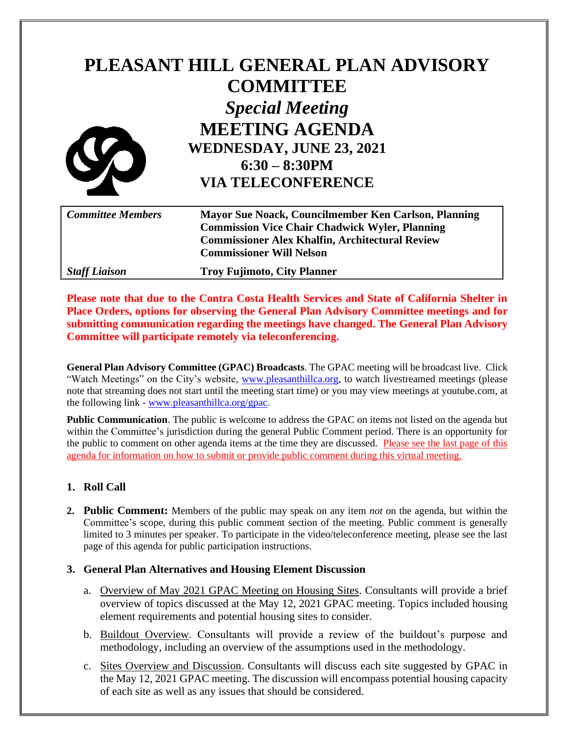# PLEASANT HILL GENERAL PLAN ADVISORY COMMITTEE

## *Special Meeting*

## MEETING AGENDA

### WEDNESDAY, JUNE 23, 2021

### 6:30 – 8:30PM

### VIA TELECONFERENCE

| *Committee Members* | **Mayor Sue Noack, Councilmember Ken Carlson, Planning Commission Vice Chair Chadwick Wyler, Planning Commissioner Alex Khalfin, Architectural Review Commissioner Will Nelson** |
| --- | --- |
| *Staff Liaison* | **Troy Fujimoto, City Planner** |

**Please note that due to the Contra Costa Health Services and State of California Shelter in Place Orders, options for observing the General Plan Advisory Committee meetings and for submitting communication regarding the meetings have changed. The General Plan Advisory Committee will participate remotely via teleconferencing.**

**General Plan Advisory Committee (GPAC) Broadcasts**. The GPAC meeting will be broadcast live. Click "Watch Meetings" on the City's website, www.pleasanthillca.org, to watch livestreamed meetings (please note that streaming does not start until the meeting start time) or you may view meetings at youtube.com, at the following link - www.pleasanthillca.org/gpac.

**Public Communication**. The public is welcome to address the GPAC on items not listed on the agenda but within the Committee's jurisdiction during the general Public Comment period. There is an opportunity for the public to comment on other agenda items at the time they are discussed. Please see the last page of this agenda for information on how to submit or provide public comment during this virtual meeting.

1. **Roll Call**

2. **Public Comment:** Members of the public may speak on any item *not* on the agenda, but within the Committee's scope, during this public comment section of the meeting. Public comment is generally limited to 3 minutes per speaker. To participate in the video/teleconference meeting, please see the last page of this agenda for public participation instructions.

3. **General Plan Alternatives and Housing Element Discussion**

   a. Overview of May 2021 GPAC Meeting on Housing Sites. Consultants will provide a brief overview of topics discussed at the May 12, 2021 GPAC meeting. Topics included housing element requirements and potential housing sites to consider.

   b. Buildout Overview. Consultants will provide a review of the buildout's purpose and methodology, including an overview of the assumptions used in the methodology.

   c. Sites Overview and Discussion. Consultants will discuss each site suggested by GPAC in the May 12, 2021 GPAC meeting. The discussion will encompass potential housing capacity of each site as well as any issues that should be considered.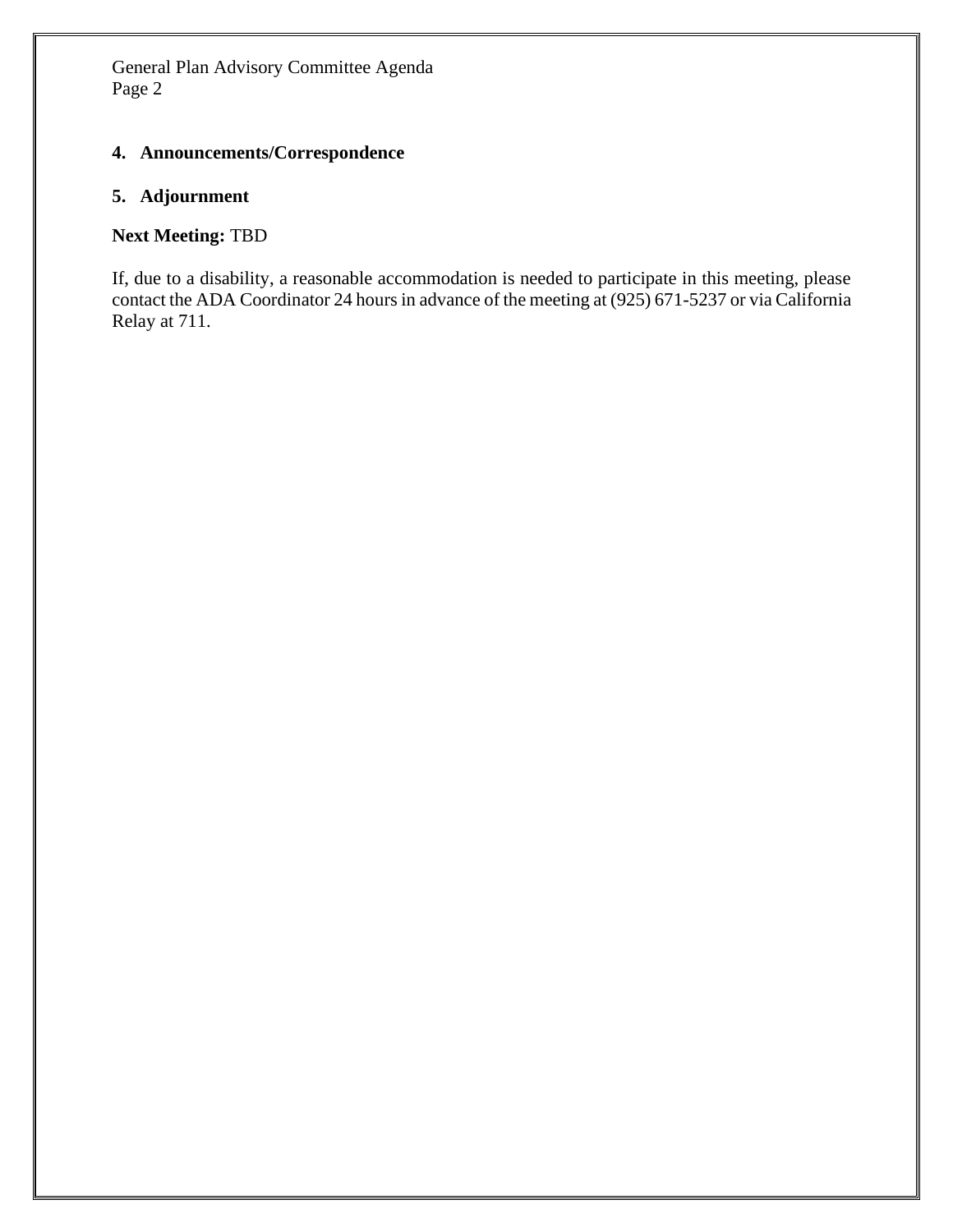**4. Announcements/Correspondence**

**5. Adjournment**

**Next Meeting:** TBD

If, due to a disability, a reasonable accommodation is needed to participate in this meeting, please contact the ADA Coordinator 24 hours in advance of the meeting at (925) 671-5237 or via California Relay at 711.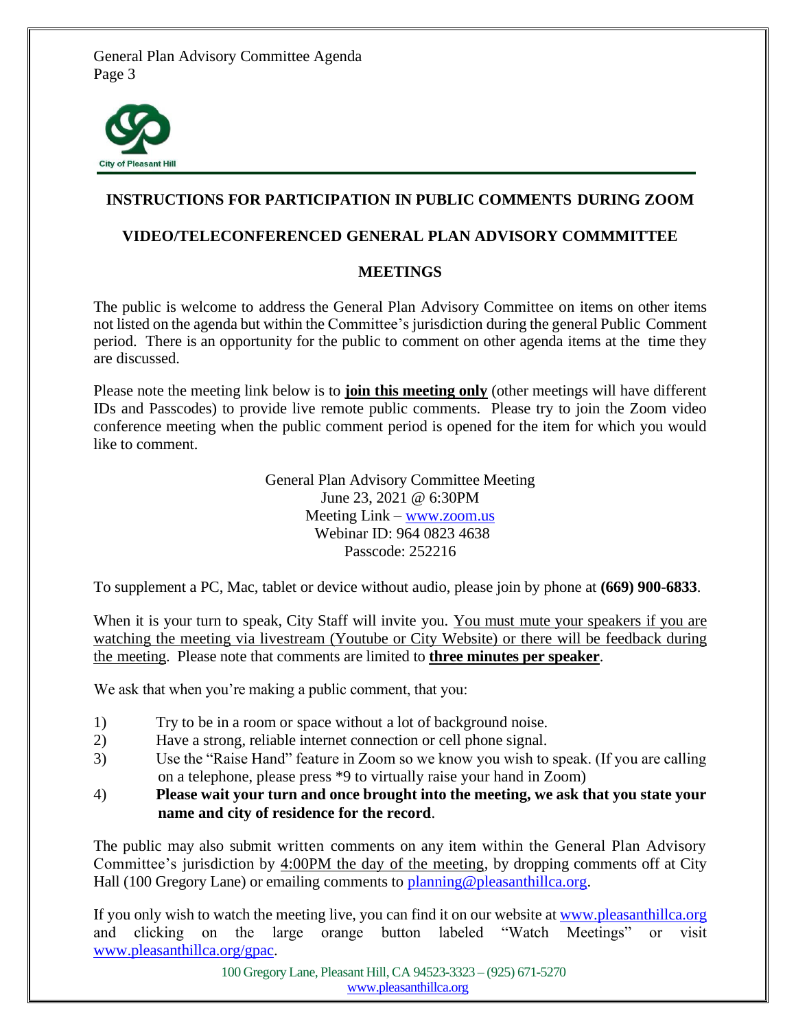## INSTRUCTIONS FOR PARTICIPATION IN PUBLIC COMMENTS DURING ZOOM VIDEO/TELECONFERENCED GENERAL PLAN ADVISORY COMMMITTEE MEETINGS

The public is welcome to address the General Plan Advisory Committee on items on other items not listed on the agenda but within the Committee's jurisdiction during the general Public Comment period. There is an opportunity for the public to comment on other agenda items at the time they are discussed.

Please note the meeting link below is to **join this meeting only** (other meetings will have different IDs and Passcodes) to provide live remote public comments. Please try to join the Zoom video conference meeting when the public comment period is opened for the item for which you would like to comment.

General Plan Advisory Committee Meeting
June 23, 2021 @ 6:30PM
Meeting Link – www.zoom.us
Webinar ID: 964 0823 4638
Passcode: 252216

To supplement a PC, Mac, tablet or device without audio, please join by phone at **(669) 900-6833**.

When it is your turn to speak, City Staff will invite you. You must mute your speakers if you are watching the meeting via livestream (Youtube or City Website) or there will be feedback during the meeting. Please note that comments are limited to **three minutes per speaker**.

We ask that when you're making a public comment, that you:

1) Try to be in a room or space without a lot of background noise.
2) Have a strong, reliable internet connection or cell phone signal.
3) Use the "Raise Hand" feature in Zoom so we know you wish to speak. (If you are calling on a telephone, please press *9 to virtually raise your hand in Zoom)
4) **Please wait your turn and once brought into the meeting, we ask that you state your name and city of residence for the record**.

The public may also submit written comments on any item within the General Plan Advisory Committee's jurisdiction by 4:00PM the day of the meeting, by dropping comments off at City Hall (100 Gregory Lane) or emailing comments to planning@pleasanthillca.org.

If you only wish to watch the meeting live, you can find it on our website at www.pleasanthillca.org and clicking on the large orange button labeled "Watch Meetings" or visit www.pleasanthillca.org/gpac.

100 Gregory Lane, Pleasant Hill, CA 94523-3323 – (925) 671-5270
www.pleasanthillca.org